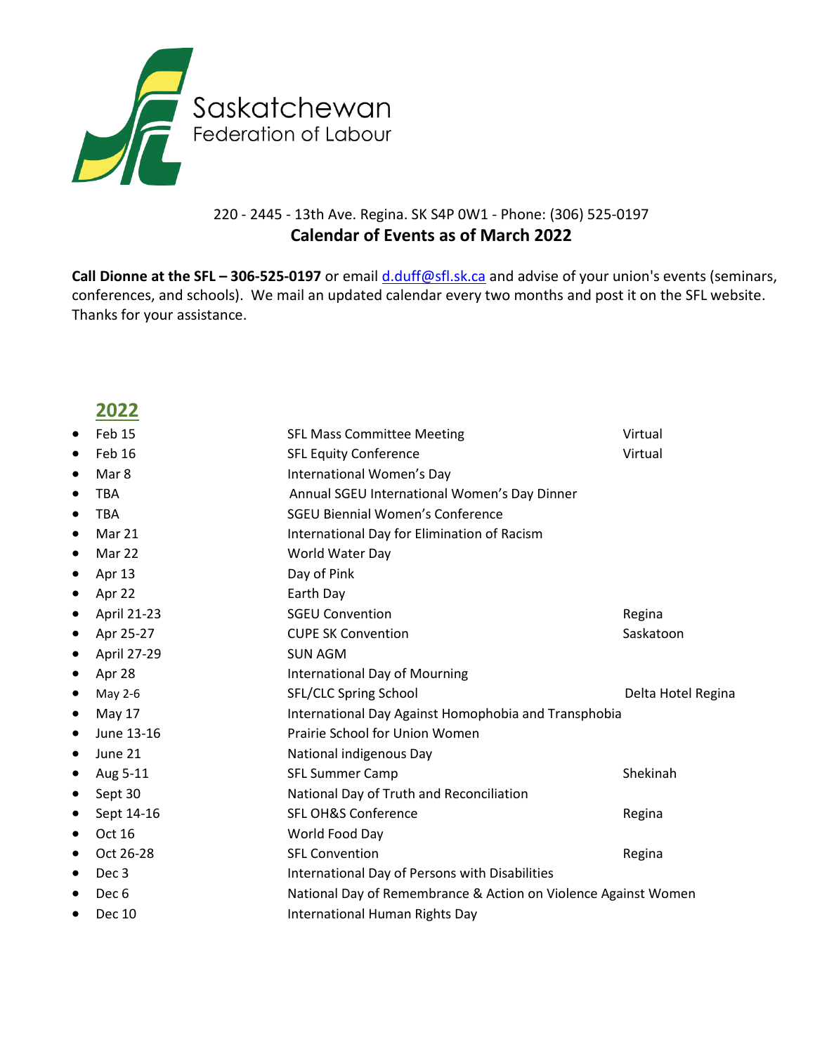Saskatchewan
Federation of Labour

220 - 2445 - 13th Ave. Regina. SK S4P 0W1 - Phone: (306) 525-0197

**Calendar of Events as of March 2022**

**Call Dionne at the SFL – 306-525-0197** or email d.duff@sfl.sk.ca and advise of your union's events (seminars, conferences, and schools). We mail an updated calendar every two months and post it on the SFL website. Thanks for your assistance.

## 2022

| Date | Event | Location |
|---|---|---|
| Feb 15 | SFL Mass Committee Meeting | Virtual |
| Feb 16 | SFL Equity Conference | Virtual |
| Mar 8 | International Women's Day | |
| TBA | Annual SGEU International Women's Day Dinner | |
| TBA | SGEU Biennial Women's Conference | |
| Mar 21 | International Day for Elimination of Racism | |
| Mar 22 | World Water Day | |
| Apr 13 | Day of Pink | |
| Apr 22 | Earth Day | |
| April 21-23 | SGEU Convention | Regina |
| Apr 25-27 | CUPE SK Convention | Saskatoon |
| April 27-29 | SUN AGM | |
| Apr 28 | International Day of Mourning | |
| May 2-6 | SFL/CLC Spring School | Delta Hotel Regina |
| May 17 | International Day Against Homophobia and Transphobia | |
| June 13-16 | Prairie School for Union Women | |
| June 21 | National indigenous Day | |
| Aug 5-11 | SFL Summer Camp | Shekinah |
| Sept 30 | National Day of Truth and Reconciliation | |
| Sept 14-16 | SFL OH&S Conference | Regina |
| Oct 16 | World Food Day | |
| Oct 26-28 | SFL Convention | Regina |
| Dec 3 | International Day of Persons with Disabilities | |
| Dec 6 | National Day of Remembrance & Action on Violence Against Women | |
| Dec 10 | International Human Rights Day | |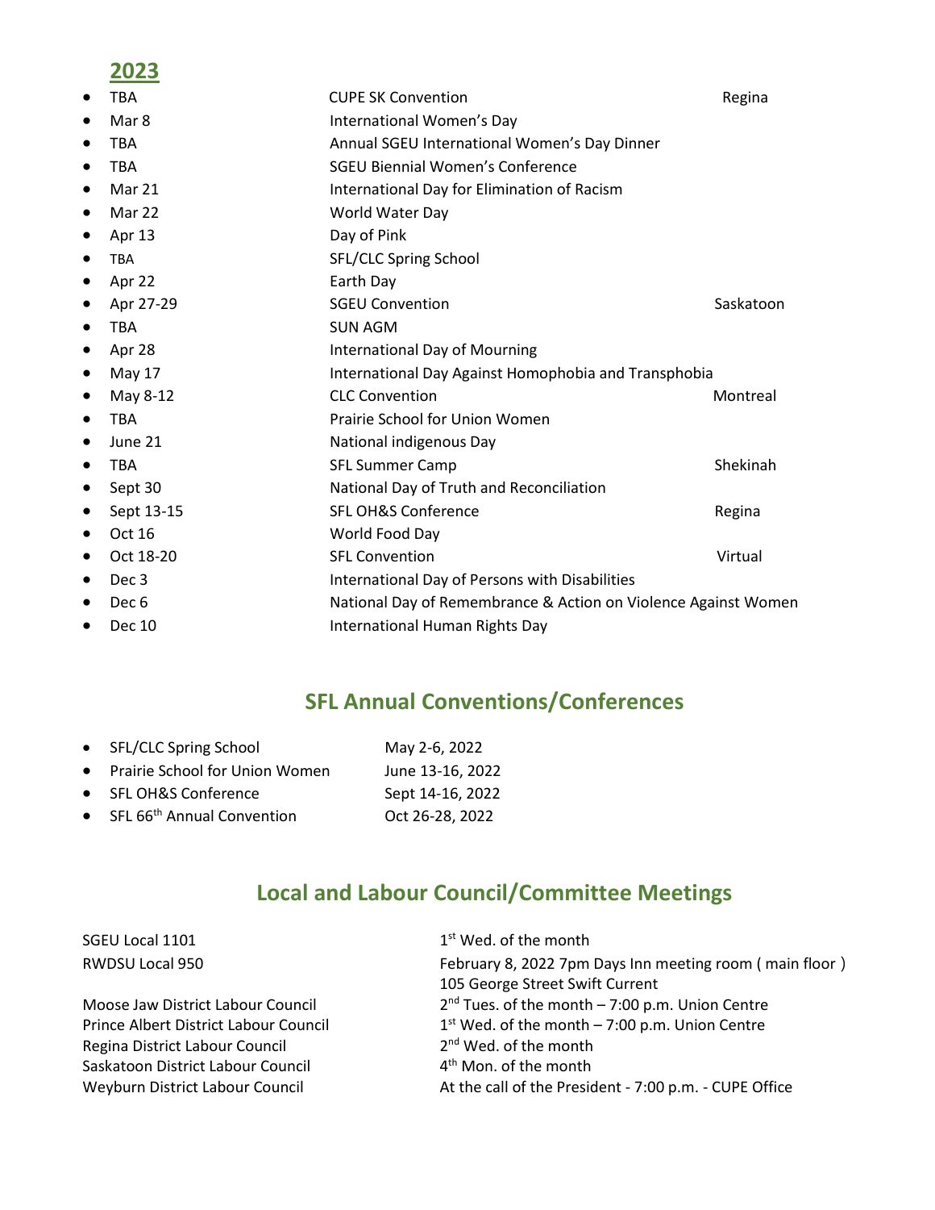## 2023

| | | |
|---|---|---|
| TBA | CUPE SK Convention | Regina |
| Mar 8 | International Women's Day | |
| TBA | Annual SGEU International Women's Day Dinner | |
| TBA | SGEU Biennial Women's Conference | |
| Mar 21 | International Day for Elimination of Racism | |
| Mar 22 | World Water Day | |
| Apr 13 | Day of Pink | |
| TBA | SFL/CLC Spring School | |
| Apr 22 | Earth Day | |
| Apr 27-29 | SGEU Convention | Saskatoon |
| TBA | SUN AGM | |
| Apr 28 | International Day of Mourning | |
| May 17 | International Day Against Homophobia and Transphobia | |
| May 8-12 | CLC Convention | Montreal |
| TBA | Prairie School for Union Women | |
| June 21 | National indigenous Day | |
| TBA | SFL Summer Camp | Shekinah |
| Sept 30 | National Day of Truth and Reconciliation | |
| Sept 13-15 | SFL OH&S Conference | Regina |
| Oct 16 | World Food Day | |
| Oct 18-20 | SFL Convention | Virtual |
| Dec 3 | International Day of Persons with Disabilities | |
| Dec 6 | National Day of Remembrance & Action on Violence Against Women | |
| Dec 10 | International Human Rights Day | |

## SFL Annual Conventions/Conferences

| | |
|---|---|
| SFL/CLC Spring School | May 2-6, 2022 |
| Prairie School for Union Women | June 13-16, 2022 |
| SFL OH&S Conference | Sept 14-16, 2022 |
| SFL 66th Annual Convention | Oct 26-28, 2022 |

## Local and Labour Council/Committee Meetings

| | |
|---|---|
| SGEU Local 1101 | 1st Wed. of the month |
| RWDSU Local 950 | February 8, 2022 7pm Days Inn meeting room ( main floor ) 105 George Street Swift Current |
| Moose Jaw District Labour Council | 2nd Tues. of the month – 7:00 p.m. Union Centre |
| Prince Albert District Labour Council | 1st Wed. of the month – 7:00 p.m. Union Centre |
| Regina District Labour Council | 2nd Wed. of the month |
| Saskatoon District Labour Council | 4th Mon. of the month |
| Weyburn District Labour Council | At the call of the President - 7:00 p.m. - CUPE Office |